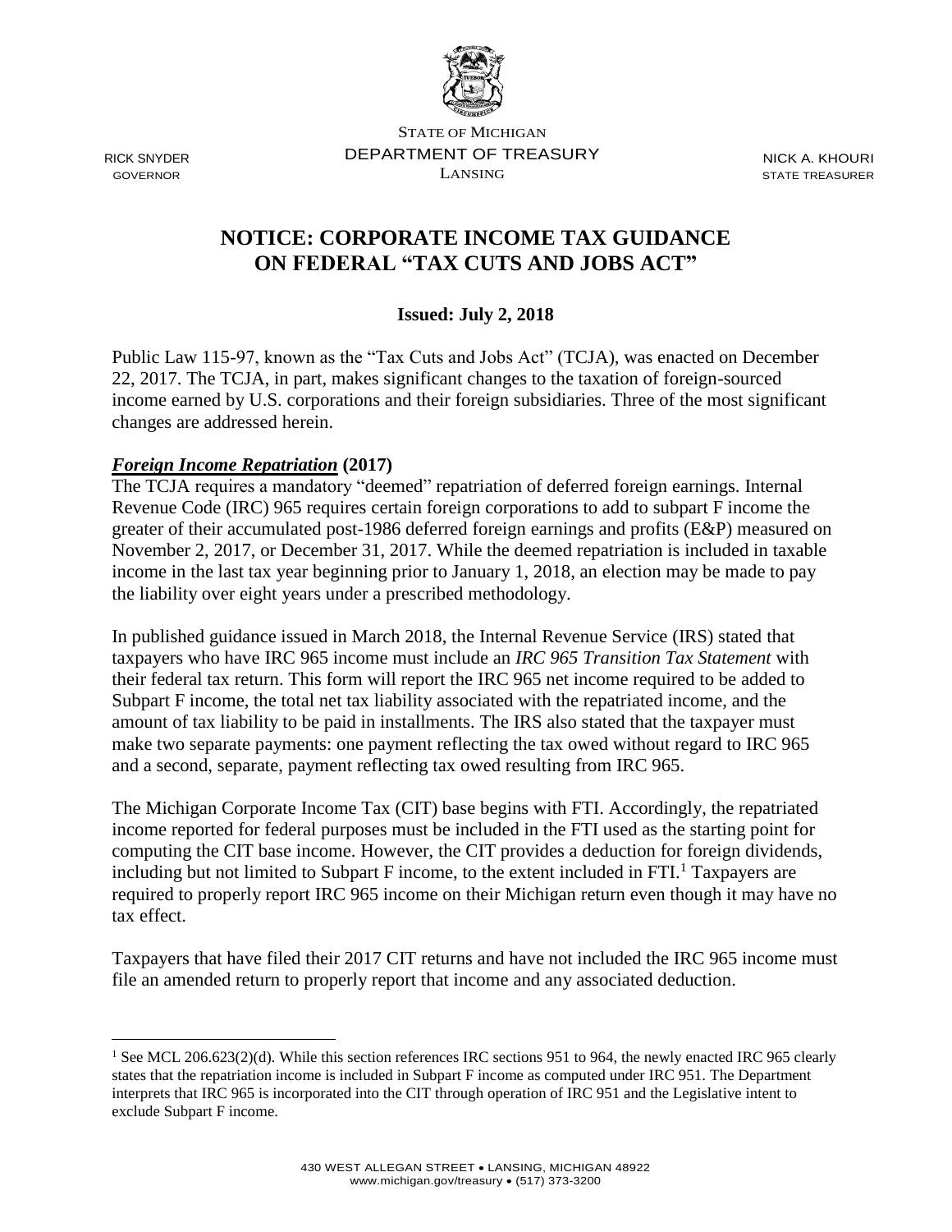STATE OF MICHIGAN
DEPARTMENT OF TREASURY
LANSING

RICK SNYDER
GOVERNOR

NICK A. KHOURI
STATE TREASURER

# NOTICE: CORPORATE INCOME TAX GUIDANCE ON FEDERAL "TAX CUTS AND JOBS ACT"

**Issued: July 2, 2018**

Public Law 115-97, known as the "Tax Cuts and Jobs Act" (TCJA), was enacted on December 22, 2017. The TCJA, in part, makes significant changes to the taxation of foreign-sourced income earned by U.S. corporations and their foreign subsidiaries. Three of the most significant changes are addressed herein.

***Foreign Income Repatriation*** **(2017)**

The TCJA requires a mandatory "deemed" repatriation of deferred foreign earnings. Internal Revenue Code (IRC) 965 requires certain foreign corporations to add to subpart F income the greater of their accumulated post-1986 deferred foreign earnings and profits (E&P) measured on November 2, 2017, or December 31, 2017. While the deemed repatriation is included in taxable income in the last tax year beginning prior to January 1, 2018, an election may be made to pay the liability over eight years under a prescribed methodology.

In published guidance issued in March 2018, the Internal Revenue Service (IRS) stated that taxpayers who have IRC 965 income must include an *IRC 965 Transition Tax Statement* with their federal tax return. This form will report the IRC 965 net income required to be added to Subpart F income, the total net tax liability associated with the repatriated income, and the amount of tax liability to be paid in installments. The IRS also stated that the taxpayer must make two separate payments: one payment reflecting the tax owed without regard to IRC 965 and a second, separate, payment reflecting tax owed resulting from IRC 965.

The Michigan Corporate Income Tax (CIT) base begins with FTI. Accordingly, the repatriated income reported for federal purposes must be included in the FTI used as the starting point for computing the CIT base income. However, the CIT provides a deduction for foreign dividends, including but not limited to Subpart F income, to the extent included in FTI.[1] Taxpayers are required to properly report IRC 965 income on their Michigan return even though it may have no tax effect.

Taxpayers that have filed their 2017 CIT returns and have not included the IRC 965 income must file an amended return to properly report that income and any associated deduction.

---

[1] See MCL 206.623(2)(d). While this section references IRC sections 951 to 964, the newly enacted IRC 965 clearly states that the repatriation income is included in Subpart F income as computed under IRC 951. The Department interprets that IRC 965 is incorporated into the CIT through operation of IRC 951 and the Legislative intent to exclude Subpart F income.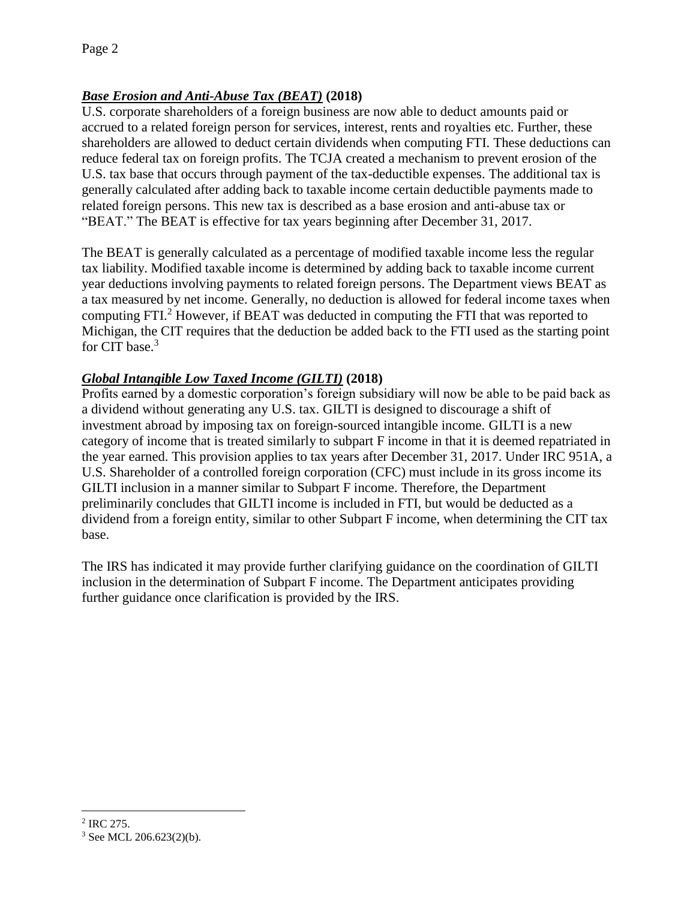***Base Erosion and Anti-Abuse Tax (BEAT)*** **(2018)**

U.S. corporate shareholders of a foreign business are now able to deduct amounts paid or accrued to a related foreign person for services, interest, rents and royalties etc. Further, these shareholders are allowed to deduct certain dividends when computing FTI. These deductions can reduce federal tax on foreign profits. The TCJA created a mechanism to prevent erosion of the U.S. tax base that occurs through payment of the tax-deductible expenses. The additional tax is generally calculated after adding back to taxable income certain deductible payments made to related foreign persons. This new tax is described as a base erosion and anti-abuse tax or "BEAT." The BEAT is effective for tax years beginning after December 31, 2017.

The BEAT is generally calculated as a percentage of modified taxable income less the regular tax liability. Modified taxable income is determined by adding back to taxable income current year deductions involving payments to related foreign persons. The Department views BEAT as a tax measured by net income. Generally, no deduction is allowed for federal income taxes when computing FTI.[2] However, if BEAT was deducted in computing the FTI that was reported to Michigan, the CIT requires that the deduction be added back to the FTI used as the starting point for CIT base.[3]

***Global Intangible Low Taxed Income (GILTI)*** **(2018)**

Profits earned by a domestic corporation's foreign subsidiary will now be able to be paid back as a dividend without generating any U.S. tax. GILTI is designed to discourage a shift of investment abroad by imposing tax on foreign-sourced intangible income. GILTI is a new category of income that is treated similarly to subpart F income in that it is deemed repatriated in the year earned. This provision applies to tax years after December 31, 2017. Under IRC 951A, a U.S. Shareholder of a controlled foreign corporation (CFC) must include in its gross income its GILTI inclusion in a manner similar to Subpart F income. Therefore, the Department preliminarily concludes that GILTI income is included in FTI, but would be deducted as a dividend from a foreign entity, similar to other Subpart F income, when determining the CIT tax base.

The IRS has indicated it may provide further clarifying guidance on the coordination of GILTI inclusion in the determination of Subpart F income. The Department anticipates providing further guidance once clarification is provided by the IRS.

---

[2] IRC 275.

[3] See MCL 206.623(2)(b).